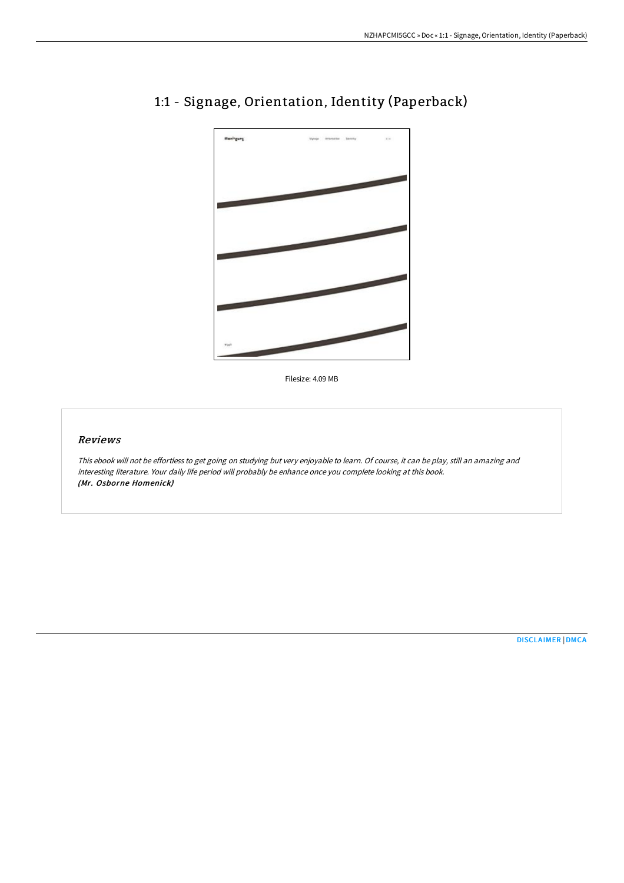# 1:1 - Signage, Orientation, Identity (Paperback)

Filesize: 4.09 MB

## *Reviews*

*This ebook will not be effortless to get going on studying but very enjoyable to learn. Of course, it can be play, still an amazing and interesting literature. Your daily life period will probably be enhance once you complete looking at this book.*
***(Mr. Osborne Homenick)***

DISCLAIMER | DMCA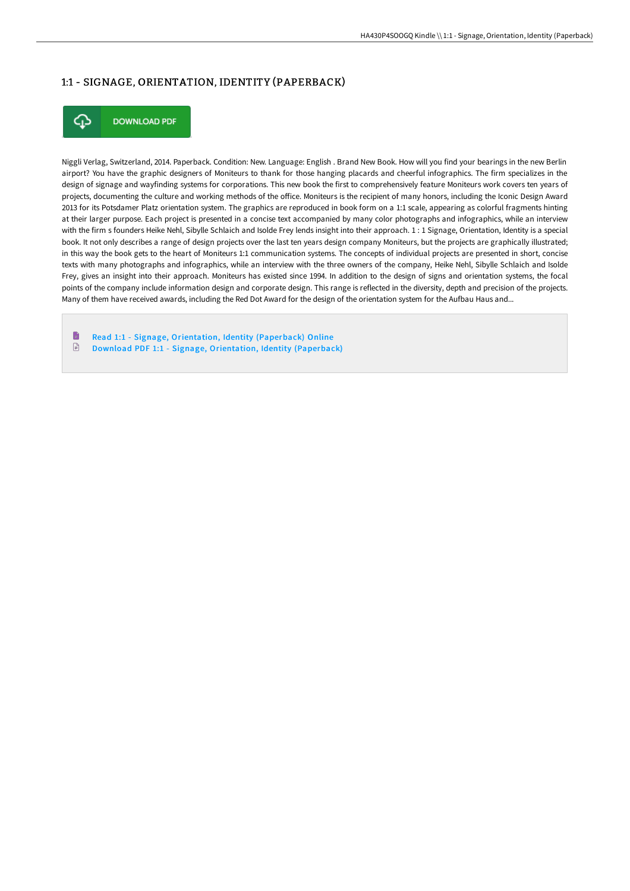# 1:1 - SIGNAGE, ORIENTATION, IDENTITY (PAPERBACK)

DOWNLOAD PDF

Niggli Verlag, Switzerland, 2014. Paperback. Condition: New. Language: English . Brand New Book. How will you find your bearings in the new Berlin airport? You have the graphic designers of Moniteurs to thank for those hanging placards and cheerful infographics. The firm specializes in the design of signage and wayfinding systems for corporations. This new book the first to comprehensively feature Moniteurs work covers ten years of projects, documenting the culture and working methods of the office. Moniteurs is the recipient of many honors, including the Iconic Design Award 2013 for its Potsdamer Platz orientation system. The graphics are reproduced in book form on a 1:1 scale, appearing as colorful fragments hinting at their larger purpose. Each project is presented in a concise text accompanied by many color photographs and infographics, while an interview with the firm s founders Heike Nehl, Sibylle Schlaich and Isolde Frey lends insight into their approach. 1 : 1 Signage, Orientation, Identity is a special book. It not only describes a range of design projects over the last ten years design company Moniteurs, but the projects are graphically illustrated; in this way the book gets to the heart of Moniteurs 1:1 communication systems. The concepts of individual projects are presented in short, concise texts with many photographs and infographics, while an interview with the three owners of the company, Heike Nehl, Sibylle Schlaich and Isolde Frey, gives an insight into their approach. Moniteurs has existed since 1994. In addition to the design of signs and orientation systems, the focal points of the company include information design and corporate design. This range is reflected in the diversity, depth and precision of the projects. Many of them have received awards, including the Red Dot Award for the design of the orientation system for the Aufbau Haus and...

- Read 1:1 - Signage, Orientation, Identity (Paperback) Online
- Download PDF 1:1 - Signage, Orientation, Identity (Paperback)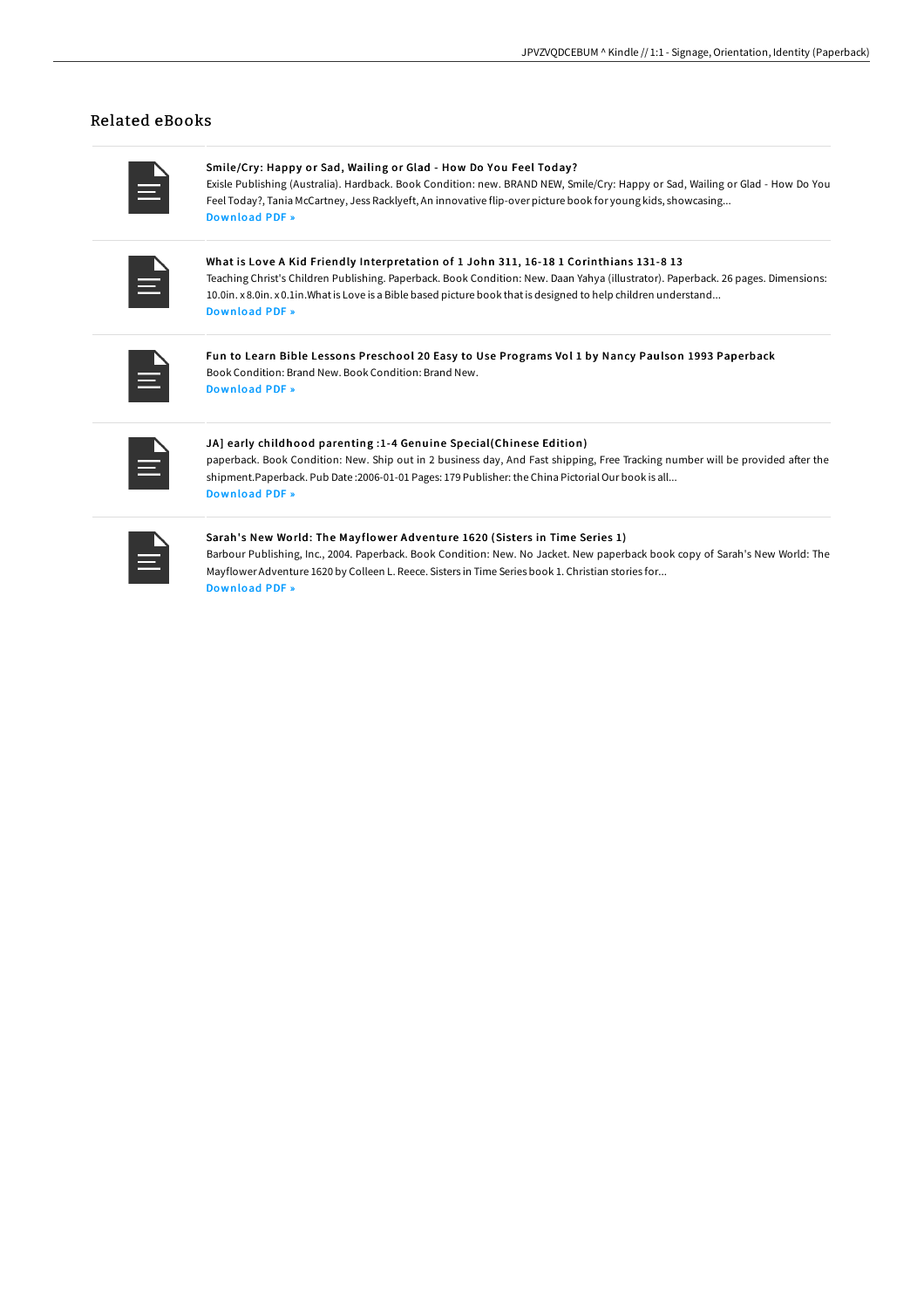## Related eBooks

**Smile/Cry: Happy or Sad, Wailing or Glad - How Do You Feel Today?**

Exisle Publishing (Australia). Hardback. Book Condition: new. BRAND NEW, Smile/Cry: Happy or Sad, Wailing or Glad - How Do You Feel Today?, Tania McCartney, Jess Racklyeft, An innovative flip-over picture book for young kids, showcasing...

Download PDF »

**What is Love A Kid Friendly Interpretation of 1 John 311, 16-18 1 Corinthians 131-8 13**

Teaching Christ's Children Publishing. Paperback. Book Condition: New. Daan Yahya (illustrator). Paperback. 26 pages. Dimensions: 10.0in. x 8.0in. x 0.1in.What is Love is a Bible based picture book that is designed to help children understand...

Download PDF »

**Fun to Learn Bible Lessons Preschool 20 Easy to Use Programs Vol 1 by Nancy Paulson 1993 Paperback**

Book Condition: Brand New. Book Condition: Brand New.

Download PDF »

**JA] early childhood parenting :1-4 Genuine Special(Chinese Edition)**

paperback. Book Condition: New. Ship out in 2 business day, And Fast shipping, Free Tracking number will be provided after the shipment.Paperback. Pub Date :2006-01-01 Pages: 179 Publisher: the China Pictorial Our book is all...

Download PDF »

**Sarah's New World: The Mayflower Adventure 1620 (Sisters in Time Series 1)**

Barbour Publishing, Inc., 2004. Paperback. Book Condition: New. No Jacket. New paperback book copy of Sarah's New World: The Mayflower Adventure 1620 by Colleen L. Reece. Sisters in Time Series book 1. Christian stories for...

Download PDF »